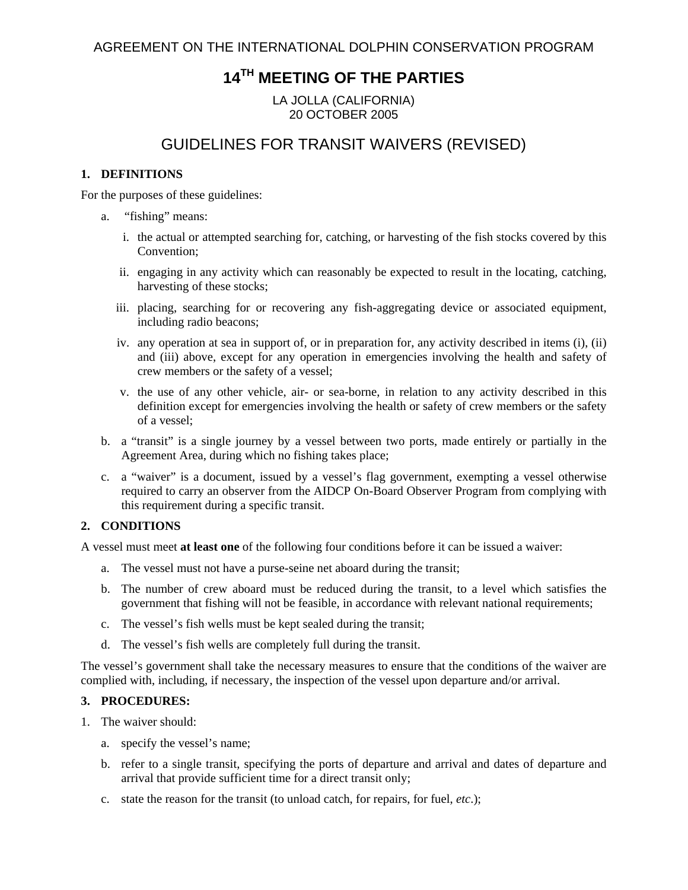AGREEMENT ON THE INTERNATIONAL DOLPHIN CONSERVATION PROGRAM

# 14TH MEETING OF THE PARTIES

LA JOLLA (CALIFORNIA)
20 OCTOBER 2005

## GUIDELINES FOR TRANSIT WAIVERS (REVISED)

### 1. DEFINITIONS

For the purposes of these guidelines:

a. "fishing" means:

   i. the actual or attempted searching for, catching, or harvesting of the fish stocks covered by this Convention;

   ii. engaging in any activity which can reasonably be expected to result in the locating, catching, harvesting of these stocks;

   iii. placing, searching for or recovering any fish-aggregating device or associated equipment, including radio beacons;

   iv. any operation at sea in support of, or in preparation for, any activity described in items (i), (ii) and (iii) above, except for any operation in emergencies involving the health and safety of crew members or the safety of a vessel;

   v. the use of any other vehicle, air- or sea-borne, in relation to any activity described in this definition except for emergencies involving the health or safety of crew members or the safety of a vessel;

b. a "transit" is a single journey by a vessel between two ports, made entirely or partially in the Agreement Area, during which no fishing takes place;

c. a "waiver" is a document, issued by a vessel's flag government, exempting a vessel otherwise required to carry an observer from the AIDCP On-Board Observer Program from complying with this requirement during a specific transit.

### 2. CONDITIONS

A vessel must meet **at least one** of the following four conditions before it can be issued a waiver:

a. The vessel must not have a purse-seine net aboard during the transit;

b. The number of crew aboard must be reduced during the transit, to a level which satisfies the government that fishing will not be feasible, in accordance with relevant national requirements;

c. The vessel's fish wells must be kept sealed during the transit;

d. The vessel's fish wells are completely full during the transit.

The vessel's government shall take the necessary measures to ensure that the conditions of the waiver are complied with, including, if necessary, the inspection of the vessel upon departure and/or arrival.

### 3. PROCEDURES:

1. The waiver should:

   a. specify the vessel's name;

   b. refer to a single transit, specifying the ports of departure and arrival and dates of departure and arrival that provide sufficient time for a direct transit only;

   c. state the reason for the transit (to unload catch, for repairs, for fuel, *etc*.);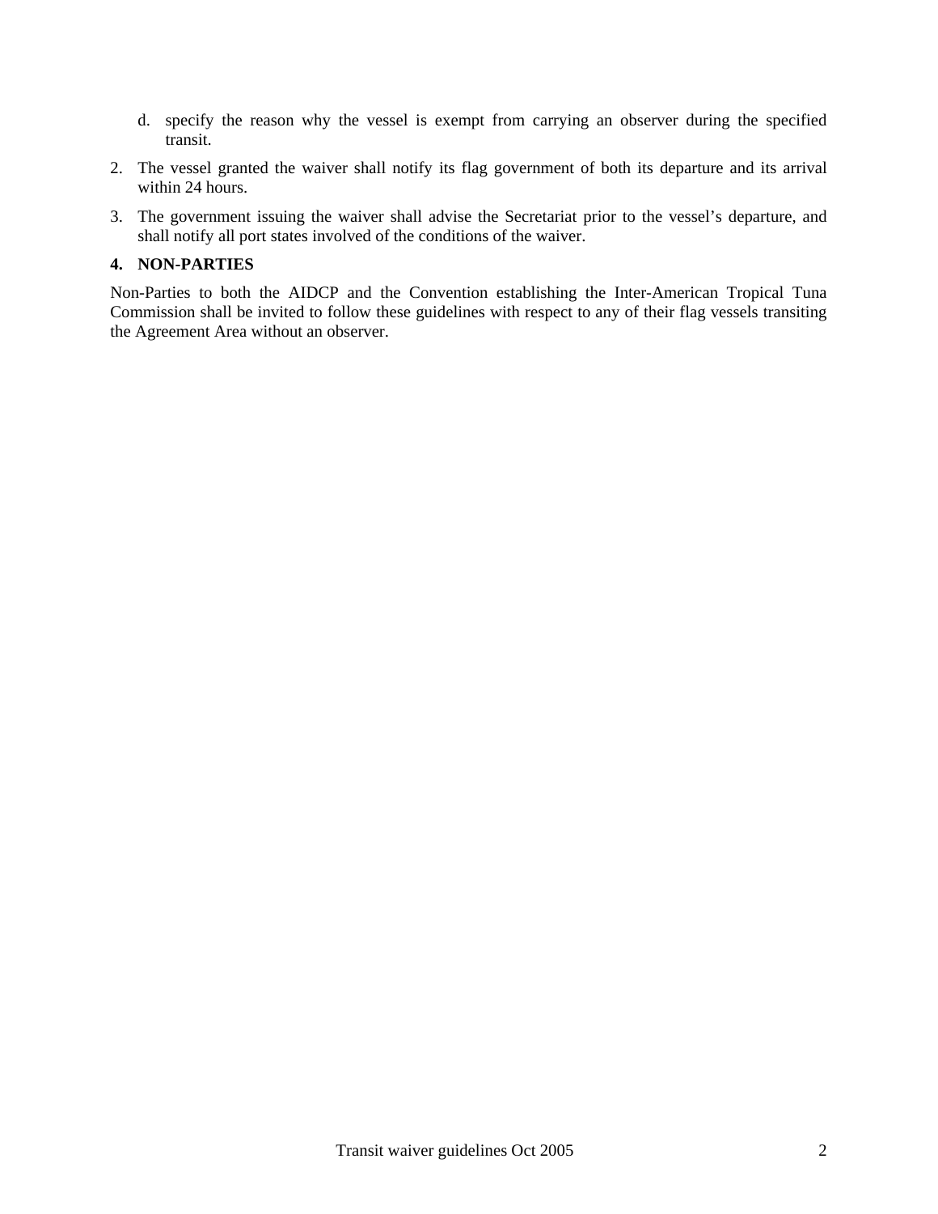d. specify the reason why the vessel is exempt from carrying an observer during the specified transit.

2. The vessel granted the waiver shall notify its flag government of both its departure and its arrival within 24 hours.
3. The government issuing the waiver shall advise the Secretariat prior to the vessel's departure, and shall notify all port states involved of the conditions of the waiver.

**4. NON-PARTIES**

Non-Parties to both the AIDCP and the Convention establishing the Inter-American Tropical Tuna Commission shall be invited to follow these guidelines with respect to any of their flag vessels transiting the Agreement Area without an observer.